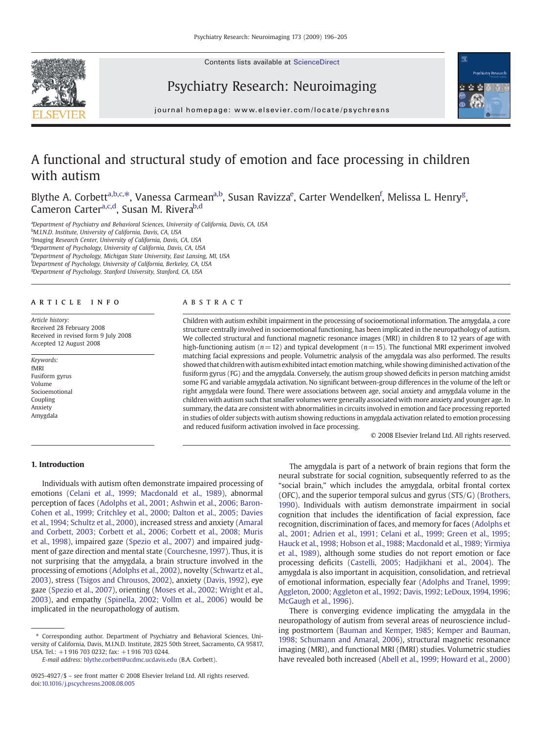Contents lists available at ScienceDirect

Psychiatry Research: Neuroimaging

journal homepage: www.elsevier.com/locate/psychresns

# A functional and structural study of emotion and face processing in children with autism

Blythe A. Corbett[a,b,c,*], Vanessa Carmean[a,b], Susan Ravizza[e], Carter Wendelken[f], Melissa L. Henry[g], Cameron Carter[a,c,d], Susan M. Rivera[b,d]

[a]Department of Psychiatry and Behavioral Sciences, University of California, Davis, CA, USA
[b]M.I.N.D. Institute, University of California, Davis, CA, USA
[c]Imaging Research Center, University of California, Davis, CA, USA
[d]Department of Psychology, University of California, Davis, CA, USA
[e]Department of Psychology, Michigan State University, East Lansing, MI, USA
[f]Department of Psychology, University of California, Berkeley, CA, USA
[g]Department of Psychology, Stanford University, Stanford, CA, USA

## ARTICLE INFO

*Article history:*
Received 28 February 2008
Received in revised form 9 July 2008
Accepted 12 August 2008

*Keywords:*
fMRI
Fusiform gyrus
Volume
Socioemotional
Coupling
Anxiety
Amygdala

## ABSTRACT

Children with autism exhibit impairment in the processing of socioemotional information. The amygdala, a core structure centrally involved in socioemotional functioning, has been implicated in the neuropathology of autism. We collected structural and functional magnetic resonance images (MRI) in children 8 to 12 years of age with high-functioning autism ($n = 12$) and typical development ($n = 15$). The functional MRI experiment involved matching facial expressions and people. Volumetric analysis of the amygdala was also performed. The results showed that children with autism exhibited intact emotion matching, while showing diminished activation of the fusiform gyrus (FG) and the amygdala. Conversely, the autism group showed deficits in person matching amidst some FG and variable amygdala activation. No significant between-group differences in the volume of the left or right amygdala were found. There were associations between age, social anxiety and amygdala volume in the children with autism such that smaller volumes were generally associated with more anxiety and younger age. In summary, the data are consistent with abnormalities in circuits involved in emotion and face processing reported in studies of older subjects with autism showing reductions in amygdala activation related to emotion processing and reduced fusiform activation involved in face processing.

© 2008 Elsevier Ireland Ltd. All rights reserved.

## 1. Introduction

Individuals with autism often demonstrate impaired processing of emotions (Celani et al., 1999; Macdonald et al., 1989), abnormal perception of faces (Adolphs et al., 2001; Ashwin et al., 2006; Baron-Cohen et al., 1999; Critchley et al., 2000; Dalton et al., 2005; Davies et al., 1994; Schultz et al., 2000), increased stress and anxiety (Amaral and Corbett, 2003; Corbett et al., 2006; Corbett et al., 2008; Muris et al., 1998), impaired gaze (Spezio et al., 2007) and impaired judgment of gaze direction and mental state (Courchesne, 1997). Thus, it is not surprising that the amygdala, a brain structure involved in the processing of emotions (Adolphs et al., 2002), novelty (Schwartz et al., 2003), stress (Tsigos and Chrousos, 2002), anxiety (Davis, 1992), eye gaze (Spezio et al., 2007), orienting (Moses et al., 2002; Wright et al., 2003), and empathy (Spinella, 2002; Vollm et al., 2006) would be implicated in the neuropathology of autism.

The amygdala is part of a network of brain regions that form the neural substrate for social cognition, subsequently referred to as the "social brain," which includes the amygdala, orbital frontal cortex (OFC), and the superior temporal sulcus and gyrus (STS/G) (Brothers, 1990). Individuals with autism demonstrate impairment in social cognition that includes the identification of facial expression, face recognition, discrimination of faces, and memory for faces (Adolphs et al., 2001; Adrien et al., 1991; Celani et al., 1999; Green et al., 1995; Hauck et al., 1998; Hobson et al., 1988; Macdonald et al., 1989; Yirmiya et al., 1989), although some studies do not report emotion or face processing deficits (Castelli, 2005; Hadjikhani et al., 2004). The amygdala is also important in acquisition, consolidation, and retrieval of emotional information, especially fear (Adolphs and Tranel, 1999; Aggleton, 2000; Aggleton et al., 1992; Davis, 1992; LeDoux, 1994, 1996; McGaugh et al., 1996).

There is converging evidence implicating the amygdala in the neuropathology of autism from several areas of neuroscience including postmortem (Bauman and Kemper, 1985; Kemper and Bauman, 1998; Schumann and Amaral, 2006), structural magnetic resonance imaging (MRI), and functional MRI (fMRI) studies. Volumetric studies have revealed both increased (Abell et al., 1999; Howard et al., 2000)

* Corresponding author. Department of Psychiatry and Behavioral Sciences, University of California, Davis, M.I.N.D. Institute, 2825 50th Street, Sacramento, CA 95817, USA. Tel.: +1 916 703 0232; fax: +1 916 703 0244.
*E-mail address:* blythe.corbett@ucdmc.ucdavis.edu (B.A. Corbett).

0925-4927/$ – see front matter © 2008 Elsevier Ireland Ltd. All rights reserved.
doi:10.1016/j.pscychresns.2008.08.005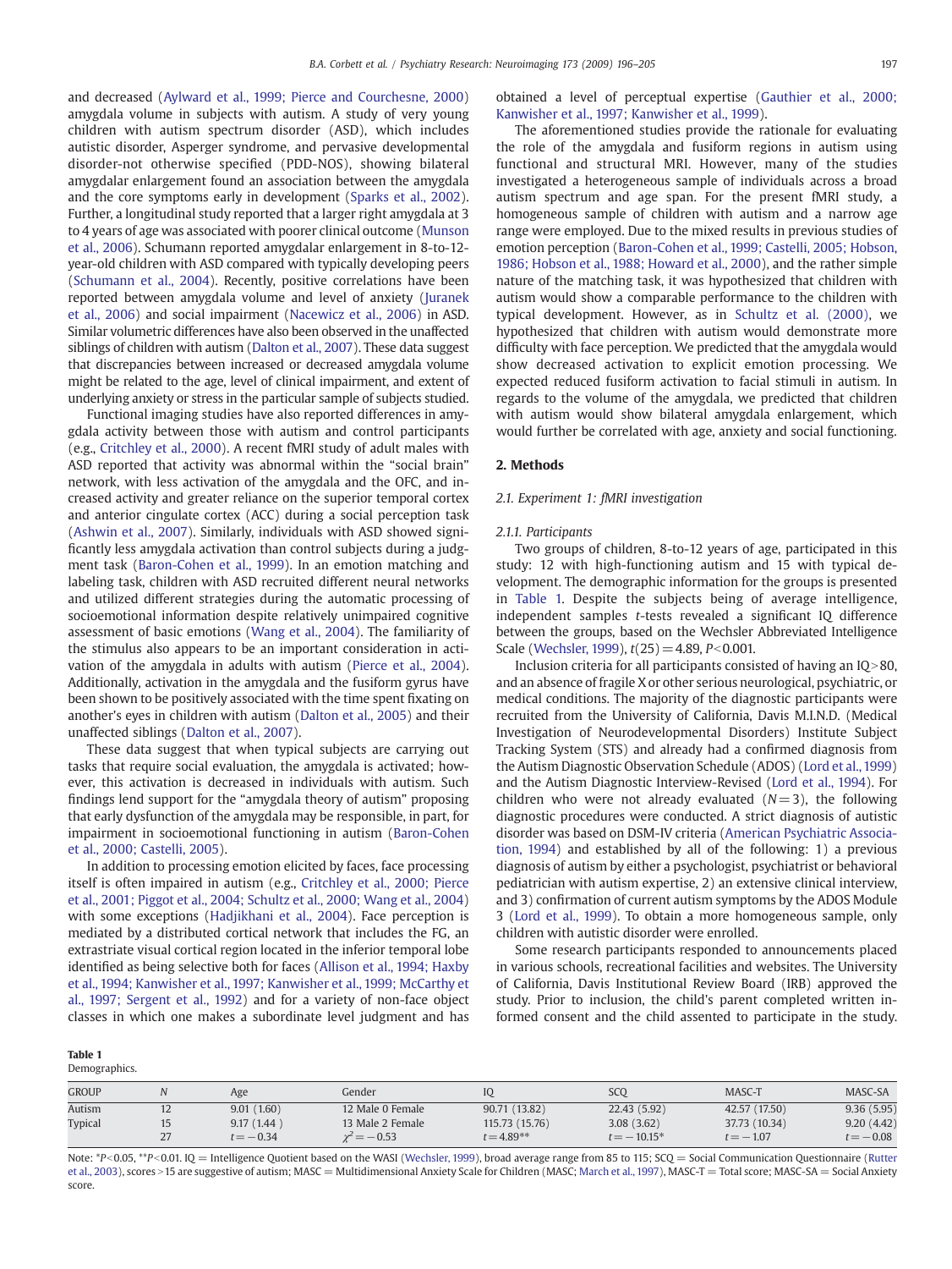and decreased (Aylward et al., 1999; Pierce and Courchesne, 2000) amygdala volume in subjects with autism. A study of very young children with autism spectrum disorder (ASD), which includes autistic disorder, Asperger syndrome, and pervasive developmental disorder-not otherwise specified (PDD-NOS), showing bilateral amygdalar enlargement found an association between the amygdala and the core symptoms early in development (Sparks et al., 2002). Further, a longitudinal study reported that a larger right amygdala at 3 to 4 years of age was associated with poorer clinical outcome (Munson et al., 2006). Schumann reported amygdalar enlargement in 8-to-12-year-old children with ASD compared with typically developing peers (Schumann et al., 2004). Recently, positive correlations have been reported between amygdala volume and level of anxiety (Juranek et al., 2006) and social impairment (Nacewicz et al., 2006) in ASD. Similar volumetric differences have also been observed in the unaffected siblings of children with autism (Dalton et al., 2007). These data suggest that discrepancies between increased or decreased amygdala volume might be related to the age, level of clinical impairment, and extent of underlying anxiety or stress in the particular sample of subjects studied.

Functional imaging studies have also reported differences in amygdala activity between those with autism and control participants (e.g., Critchley et al., 2000). A recent fMRI study of adult males with ASD reported that activity was abnormal within the "social brain" network, with less activation of the amygdala and the OFC, and increased activity and greater reliance on the superior temporal cortex and anterior cingulate cortex (ACC) during a social perception task (Ashwin et al., 2007). Similarly, individuals with ASD showed significantly less amygdala activation than control subjects during a judgment task (Baron-Cohen et al., 1999). In an emotion matching and labeling task, children with ASD recruited different neural networks and utilized different strategies during the automatic processing of socioemotional information despite relatively unimpaired cognitive assessment of basic emotions (Wang et al., 2004). The familiarity of the stimulus also appears to be an important consideration in activation of the amygdala in adults with autism (Pierce et al., 2004). Additionally, activation in the amygdala and the fusiform gyrus have been shown to be positively associated with the time spent fixating on another's eyes in children with autism (Dalton et al., 2005) and their unaffected siblings (Dalton et al., 2007).

These data suggest that when typical subjects are carrying out tasks that require social evaluation, the amygdala is activated; however, this activation is decreased in individuals with autism. Such findings lend support for the "amygdala theory of autism" proposing that early dysfunction of the amygdala may be responsible, in part, for impairment in socioemotional functioning in autism (Baron-Cohen et al., 2000; Castelli, 2005).

In addition to processing emotion elicited by faces, face processing itself is often impaired in autism (e.g., Critchley et al., 2000; Pierce et al., 2001; Piggot et al., 2004; Schultz et al., 2000; Wang et al., 2004) with some exceptions (Hadjikhani et al., 2004). Face perception is mediated by a distributed cortical network that includes the FG, an extrastriate visual cortical region located in the inferior temporal lobe identified as being selective both for faces (Allison et al., 1994; Haxby et al., 1994; Kanwisher et al., 1997; Kanwisher et al., 1999; McCarthy et al., 1997; Sergent et al., 1992) and for a variety of non-face object classes in which one makes a subordinate level judgment and has obtained a level of perceptual expertise (Gauthier et al., 2000; Kanwisher et al., 1997; Kanwisher et al., 1999).

The aforementioned studies provide the rationale for evaluating the role of the amygdala and fusiform regions in autism using functional and structural MRI. However, many of the studies investigated a heterogeneous sample of individuals across a broad autism spectrum and age span. For the present fMRI study, a homogeneous sample of children with autism and a narrow age range were employed. Due to the mixed results in previous studies of emotion perception (Baron-Cohen et al., 1999; Castelli, 2005; Hobson, 1986; Hobson et al., 1988; Howard et al., 2000), and the rather simple nature of the matching task, it was hypothesized that children with autism would show a comparable performance to the children with typical development. However, as in Schultz et al. (2000), we hypothesized that children with autism would demonstrate more difficulty with face perception. We predicted that the amygdala would show decreased activation to explicit emotion processing. We expected reduced fusiform activation to facial stimuli in autism. In regards to the volume of the amygdala, we predicted that children with autism would show bilateral amygdala enlargement, which would further be correlated with age, anxiety and social functioning.

## 2. Methods

### 2.1. Experiment 1: fMRI investigation

#### 2.1.1. Participants

Two groups of children, 8-to-12 years of age, participated in this study: 12 with high-functioning autism and 15 with typical development. The demographic information for the groups is presented in Table 1. Despite the subjects being of average intelligence, independent samples *t*-tests revealed a significant IQ difference between the groups, based on the Wechsler Abbreviated Intelligence Scale (Wechsler, 1999), $t(25) = 4.89$, $P < 0.001$.

Inclusion criteria for all participants consisted of having an IQ > 80, and an absence of fragile X or other serious neurological, psychiatric, or medical conditions. The majority of the diagnostic participants were recruited from the University of California, Davis M.I.N.D. (Medical Investigation of Neurodevelopmental Disorders) Institute Subject Tracking System (STS) and already had a confirmed diagnosis from the Autism Diagnostic Observation Schedule (ADOS) (Lord et al., 1999) and the Autism Diagnostic Interview-Revised (Lord et al., 1994). For children who were not already evaluated ($N = 3$), the following diagnostic procedures were conducted. A strict diagnosis of autistic disorder was based on DSM-IV criteria (American Psychiatric Association, 1994) and established by all of the following: 1) a previous diagnosis of autism by either a psychologist, psychiatrist or behavioral pediatrician with autism expertise, 2) an extensive clinical interview, and 3) confirmation of current autism symptoms by the ADOS Module 3 (Lord et al., 1999). To obtain a more homogeneous sample, only children with autistic disorder were enrolled.

Some research participants responded to announcements placed in various schools, recreational facilities and websites. The University of California, Davis Institutional Review Board (IRB) approved the study. Prior to inclusion, the child's parent completed written informed consent and the child assented to participate in the study.

**Table 1**
Demographics.

| GROUP | N | Age | Gender | IQ | SCQ | MASC-T | MASC-SA |
|---|---|---|---|---|---|---|---|
| Autism | 12 | 9.01 (1.60) | 12 Male 0 Female | 90.71 (13.82) | 22.43 (5.92) | 42.57 (17.50) | 9.36 (5.95) |
| Typical | 15 | 9.17 (1.44 ) | 13 Male 2 Female | 115.73 (15.76) | 3.08 (3.62) | 37.73 (10.34) | 9.20 (4.42) |
| | 27 | $t = -0.34$ | $\chi^2 = -0.53$ | $t = 4.89$** | $t = -10.15$* | $t = -1.07$ | $t = -0.08$ |

Note: *$P < 0.05$, **$P < 0.01$. IQ = Intelligence Quotient based on the WASI (Wechsler, 1999), broad average range from 85 to 115; SCQ = Social Communication Questionnaire (Rutter et al., 2003), scores > 15 are suggestive of autism; MASC = Multidimensional Anxiety Scale for Children (MASC; March et al., 1997), MASC-T = Total score; MASC-SA = Social Anxiety score.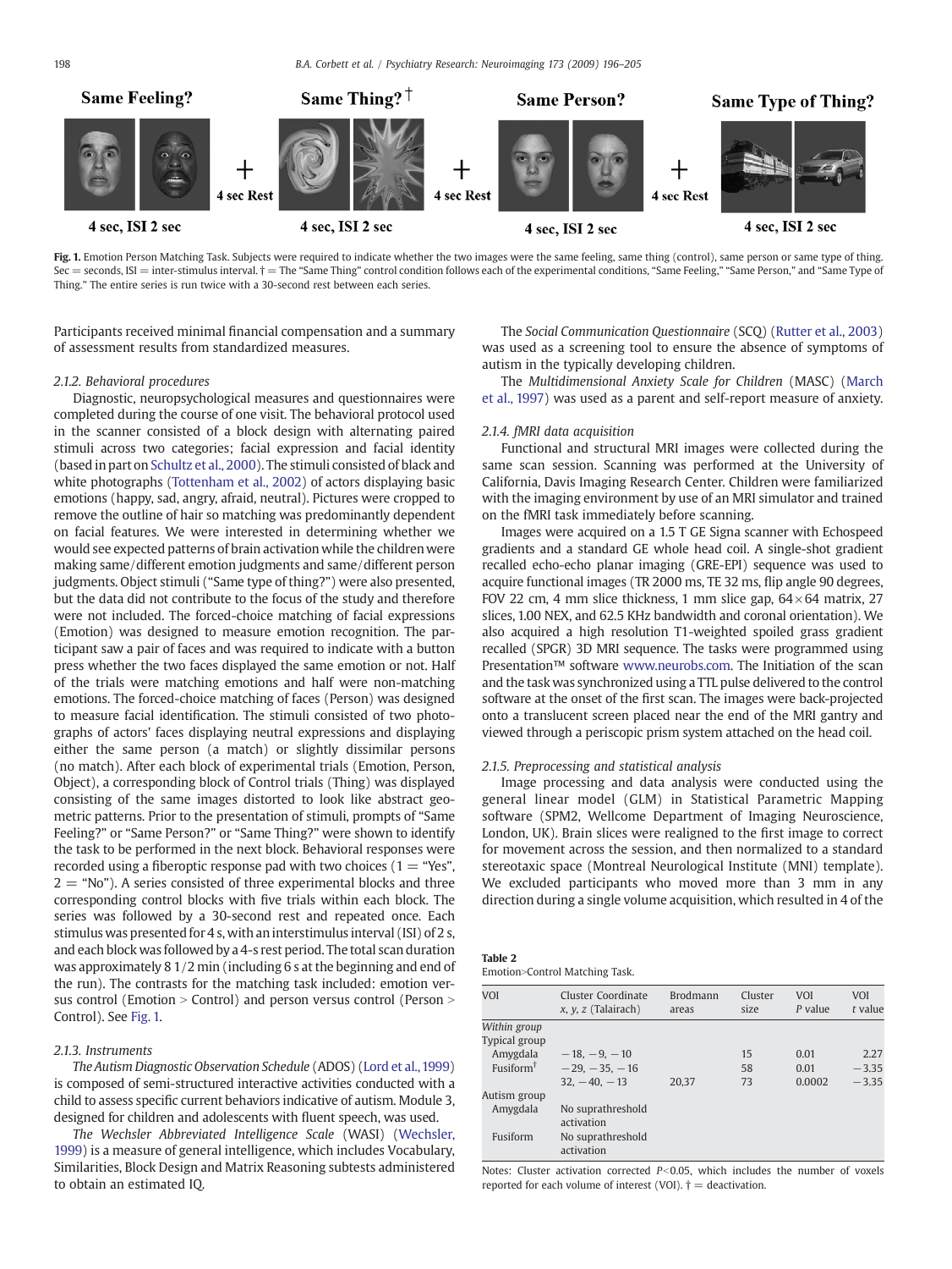Fig. 1. Emotion Person Matching Task. Subjects were required to indicate whether the two images were the same feeling, same thing (control), same person or same type of thing. Sec = seconds, ISI = inter-stimulus interval. † = The "Same Thing" control condition follows each of the experimental conditions, "Same Feeling," "Same Person," and "Same Type of Thing." The entire series is run twice with a 30-second rest between each series.

Participants received minimal financial compensation and a summary of assessment results from standardized measures.

### 2.1.2. Behavioral procedures

Diagnostic, neuropsychological measures and questionnaires were completed during the course of one visit. The behavioral protocol used in the scanner consisted of a block design with alternating paired stimuli across two categories; facial expression and facial identity (based in part on Schultz et al., 2000). The stimuli consisted of black and white photographs (Tottenham et al., 2002) of actors displaying basic emotions (happy, sad, angry, afraid, neutral). Pictures were cropped to remove the outline of hair so matching was predominantly dependent on facial features. We were interested in determining whether we would see expected patterns of brain activation while the children were making same/different emotion judgments and same/different person judgments. Object stimuli ("Same type of thing?") were also presented, but the data did not contribute to the focus of the study and therefore were not included. The forced-choice matching of facial expressions (Emotion) was designed to measure emotion recognition. The participant saw a pair of faces and was required to indicate with a button press whether the two faces displayed the same emotion or not. Half of the trials were matching emotions and half were non-matching emotions. The forced-choice matching of faces (Person) was designed to measure facial identification. The stimuli consisted of two photographs of actors' faces displaying neutral expressions and displaying either the same person (a match) or slightly dissimilar persons (no match). After each block of experimental trials (Emotion, Person, Object), a corresponding block of Control trials (Thing) was displayed consisting of the same images distorted to look like abstract geometric patterns. Prior to the presentation of stimuli, prompts of "Same Feeling?" or "Same Person?" or "Same Thing?" were shown to identify the task to be performed in the next block. Behavioral responses were recorded using a fiberoptic response pad with two choices (1 = "Yes", 2 = "No"). A series consisted of three experimental blocks and three corresponding control blocks with five trials within each block. The series was followed by a 30-second rest and repeated once. Each stimulus was presented for 4 s, with an interstimulus interval (ISI) of 2 s, and each block was followed by a 4-s rest period. The total scan duration was approximately 8 1/2 min (including 6 s at the beginning and end of the run). The contrasts for the matching task included: emotion versus control (Emotion > Control) and person versus control (Person > Control). See Fig. 1.

### 2.1.3. Instruments

*The Autism Diagnostic Observation Schedule* (ADOS) (Lord et al., 1999) is composed of semi-structured interactive activities conducted with a child to assess specific current behaviors indicative of autism. Module 3, designed for children and adolescents with fluent speech, was used.

*The Wechsler Abbreviated Intelligence Scale* (WASI) (Wechsler, 1999) is a measure of general intelligence, which includes Vocabulary, Similarities, Block Design and Matrix Reasoning subtests administered to obtain an estimated IQ.

The *Social Communication Questionnaire* (SCQ) (Rutter et al., 2003) was used as a screening tool to ensure the absence of symptoms of autism in the typically developing children.

The *Multidimensional Anxiety Scale for Children* (MASC) (March et al., 1997) was used as a parent and self-report measure of anxiety.

### 2.1.4. fMRI data acquisition

Functional and structural MRI images were collected during the same scan session. Scanning was performed at the University of California, Davis Imaging Research Center. Children were familiarized with the imaging environment by use of an MRI simulator and trained on the fMRI task immediately before scanning.

Images were acquired on a 1.5 T GE Signa scanner with Echospeed gradients and a standard GE whole head coil. A single-shot gradient recalled echo-echo planar imaging (GRE-EPI) sequence was used to acquire functional images (TR 2000 ms, TE 32 ms, flip angle 90 degrees, FOV 22 cm, 4 mm slice thickness, 1 mm slice gap, $64 \times 64$ matrix, 27 slices, 1.00 NEX, and 62.5 KHz bandwidth and coronal orientation). We also acquired a high resolution T1-weighted spoiled grass gradient recalled (SPGR) 3D MRI sequence. The tasks were programmed using Presentation™ software www.neurobs.com. The Initiation of the scan and the task was synchronized using a TTL pulse delivered to the control software at the onset of the first scan. The images were back-projected onto a translucent screen placed near the end of the MRI gantry and viewed through a periscopic prism system attached on the head coil.

### 2.1.5. Preprocessing and statistical analysis

Image processing and data analysis were conducted using the general linear model (GLM) in Statistical Parametric Mapping software (SPM2, Wellcome Department of Imaging Neuroscience, London, UK). Brain slices were realigned to the first image to correct for movement across the session, and then normalized to a standard stereotaxic space (Montreal Neurological Institute (MNI) template). We excluded participants who moved more than 3 mm in any direction during a single volume acquisition, which resulted in 4 of the

**Table 2**
Emotion>Control Matching Task.

| VOI | Cluster Coordinate x, y, z (Talairach) | Brodmann areas | Cluster size | VOI P value | VOI t value |
|---|---|---|---|---|---|
| *Within group* | | | | | |
| Typical group | | | | | |
| Amygdala | −18, −9, −10 | | 15 | 0.01 | 2.27 |
| Fusiform[†] | −29, −35, −16 | | 58 | 0.01 | −3.35 |
| | 32, −40, −13 | 20,37 | 73 | 0.0002 | −3.35 |
| Autism group | | | | | |
| Amygdala | No suprathreshold activation | | | | |
| Fusiform | No suprathreshold activation | | | | |

Notes: Cluster activation corrected $P<0.05$, which includes the number of voxels reported for each volume of interest (VOI). † = deactivation.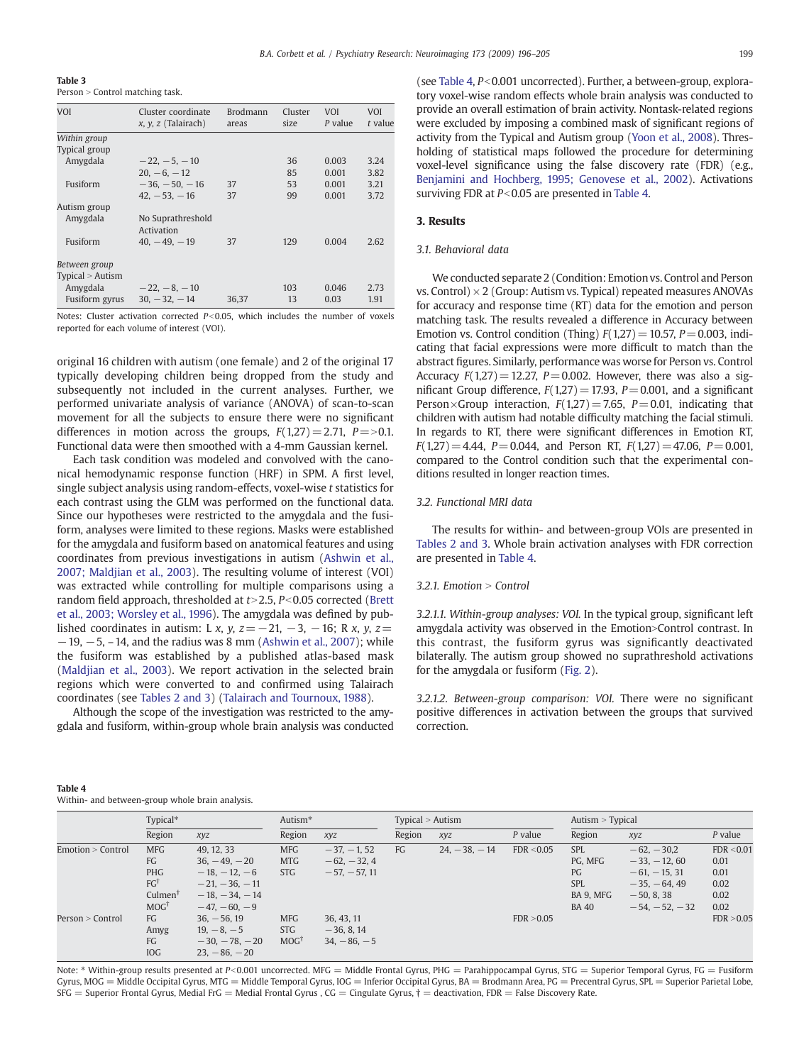**Table 3**
Person > Control matching task.

| VOI | Cluster coordinate x, y, z (Talairach) | Brodmann areas | Cluster size | VOI P value | VOI t value |
|---|---|---|---|---|---|
| *Within group* | | | | | |
| Typical group | | | | | |
| Amygdala | −22, −5, −10 | | 36 | 0.003 | 3.24 |
| | 20, −6, −12 | | 85 | 0.001 | 3.82 |
| Fusiform | −36, −50, −16 | 37 | 53 | 0.001 | 3.21 |
| | 42, −53, −16 | 37 | 99 | 0.001 | 3.72 |
| Autism group | | | | | |
| Amygdala | No Suprathreshold Activation | | | | |
| Fusiform | 40, −49, −19 | 37 | 129 | 0.004 | 2.62 |
| *Between group* | | | | | |
| Typical > Autism | | | | | |
| Amygdala | −22, −8, −10 | | 103 | 0.046 | 2.73 |
| Fusiform gyrus | 30, −32, −14 | 36,37 | 13 | 0.03 | 1.91 |

Notes: Cluster activation corrected $P<0.05$, which includes the number of voxels reported for each volume of interest (VOI).

original 16 children with autism (one female) and 2 of the original 17 typically developing children being dropped from the study and subsequently not included in the current analyses. Further, we performed univariate analysis of variance (ANOVA) of scan-to-scan movement for all the subjects to ensure there were no significant differences in motion across the groups, $F(1,27) = 2.71$, $P => 0.1$. Functional data were then smoothed with a 4-mm Gaussian kernel.

Each task condition was modeled and convolved with the canonical hemodynamic response function (HRF) in SPM. A first level, single subject analysis using random-effects, voxel-wise $t$ statistics for each contrast using the GLM was performed on the functional data. Since our hypotheses were restricted to the amygdala and the fusiform, analyses were limited to these regions. Masks were established for the amygdala and fusiform based on anatomical features and using coordinates from previous investigations in autism (Ashwin et al., 2007; Maldjian et al., 2003). The resulting volume of interest (VOI) was extracted while controlling for multiple comparisons using a random field approach, thresholded at $t>2.5$, $P<0.05$ corrected (Brett et al., 2003; Worsley et al., 1996). The amygdala was defined by published coordinates in autism: L $x, y, z = -21, -3, -16$; R $x, y, z = -19, -5, -14$, and the radius was 8 mm (Ashwin et al., 2007); while the fusiform was established by a published atlas-based mask (Maldjian et al., 2003). We report activation in the selected brain regions which were converted to and confirmed using Talairach coordinates (see Tables 2 and 3) (Talairach and Tournoux, 1988).

Although the scope of the investigation was restricted to the amygdala and fusiform, within-group whole brain analysis was conducted (see Table 4, $P<0.001$ uncorrected). Further, a between-group, exploratory voxel-wise random effects whole brain analysis was conducted to provide an overall estimation of brain activity. Nontask-related regions were excluded by imposing a combined mask of significant regions of activity from the Typical and Autism group (Yoon et al., 2008). Thresholding of statistical maps followed the procedure for determining voxel-level significance using the false discovery rate (FDR) (e.g., Benjamini and Hochberg, 1995; Genovese et al., 2002). Activations surviving FDR at $P<0.05$ are presented in Table 4.

## 3. Results

### 3.1. Behavioral data

We conducted separate 2 (Condition: Emotion vs. Control and Person vs. Control) × 2 (Group: Autism vs. Typical) repeated measures ANOVAs for accuracy and response time (RT) data for the emotion and person matching task. The results revealed a difference in Accuracy between Emotion vs. Control condition (Thing) $F(1,27) = 10.57$, $P = 0.003$, indicating that facial expressions were more difficult to match than the abstract figures. Similarly, performance was worse for Person vs. Control Accuracy $F(1,27) = 12.27$, $P = 0.002$. However, there was also a significant Group difference, $F(1,27) = 17.93$, $P = 0.001$, and a significant Person×Group interaction, $F(1,27) = 7.65$, $P = 0.01$, indicating that children with autism had notable difficulty matching the facial stimuli. In regards to RT, there were significant differences in Emotion RT, $F(1,27) = 4.44$, $P = 0.044$, and Person RT, $F(1,27) = 47.06$, $P = 0.001$, compared to the Control condition such that the experimental conditions resulted in longer reaction times.

### 3.2. Functional MRI data

The results for within- and between-group VOIs are presented in Tables 2 and 3. Whole brain activation analyses with FDR correction are presented in Table 4.

#### 3.2.1. Emotion > Control

*3.2.1.1. Within-group analyses: VOI.* In the typical group, significant left amygdala activity was observed in the Emotion>Control contrast. In this contrast, the fusiform gyrus was significantly deactivated bilaterally. The autism group showed no suprathreshold activations for the amygdala or fusiform (Fig. 2).

*3.2.1.2. Between-group comparison: VOI.* There were no significant positive differences in activation between the groups that survived correction.

**Table 4**
Within- and between-group whole brain analysis.

| | Typical* | | Autism* | | Typical > Autism | | | Autism > Typical | | |
|---|---|---|---|---|---|---|---|---|---|---|
| | Region | xyz | Region | xyz | Region | xyz | P value | Region | xyz | P value |
| Emotion > Control | MFG | 49, 12, 33 | MFG | −37, −1, 52 | FG | 24, −38, −14 | FDR <0.05 | SPL | −62, −30,2 | FDR <0.01 |
| | FG | 36, −49, −20 | MTG | −62, −32, 4 | | | | PG, MFG | −33, −12, 60 | 0.01 |
| | PHG | −18, −12, −6 | STG | −57, −57, 11 | | | | PG | −61, −15, 31 | 0.01 |
| | FG† | −21, −36, −11 | | | | | | SPL | −35, −64, 49 | 0.02 |
| | Culmen† | −18, −34, −14 | | | | | | BA 9, MFG | −50, 8, 38 | 0.02 |
| | MOG† | −47, −60, −9 | | | | | | BA 40 | −54, −52, −32 | 0.02 |
| Person > Control | FG | 36, −56, 19 | MFG | 36, 43, 11 | | | FDR >0.05 | | | FDR >0.05 |
| | Amyg | 19, −8, −5 | STG | −36, 8, 14 | | | | | | |
| | FG | −30, −78, −20 | MOG† | 34, −86, −5 | | | | | | |
| | IOG | 23, −86, −20 | | | | | | | | |

Note: * Within-group results presented at $P<0.001$ uncorrected. MFG = Middle Frontal Gyrus, PHG = Parahippocampal Gyrus, STG = Superior Temporal Gyrus, FG = Fusiform Gyrus, MOG = Middle Occipital Gyrus, MTG = Middle Temporal Gyrus, IOG = Inferior Occipital Gyrus, BA = Brodmann Area, PG = Precentral Gyrus, SPL = Superior Parietal Lobe, SFG = Superior Frontal Gyrus, Medial FrG = Medial Frontal Gyrus , CG = Cingulate Gyrus, † = deactivation, FDR = False Discovery Rate.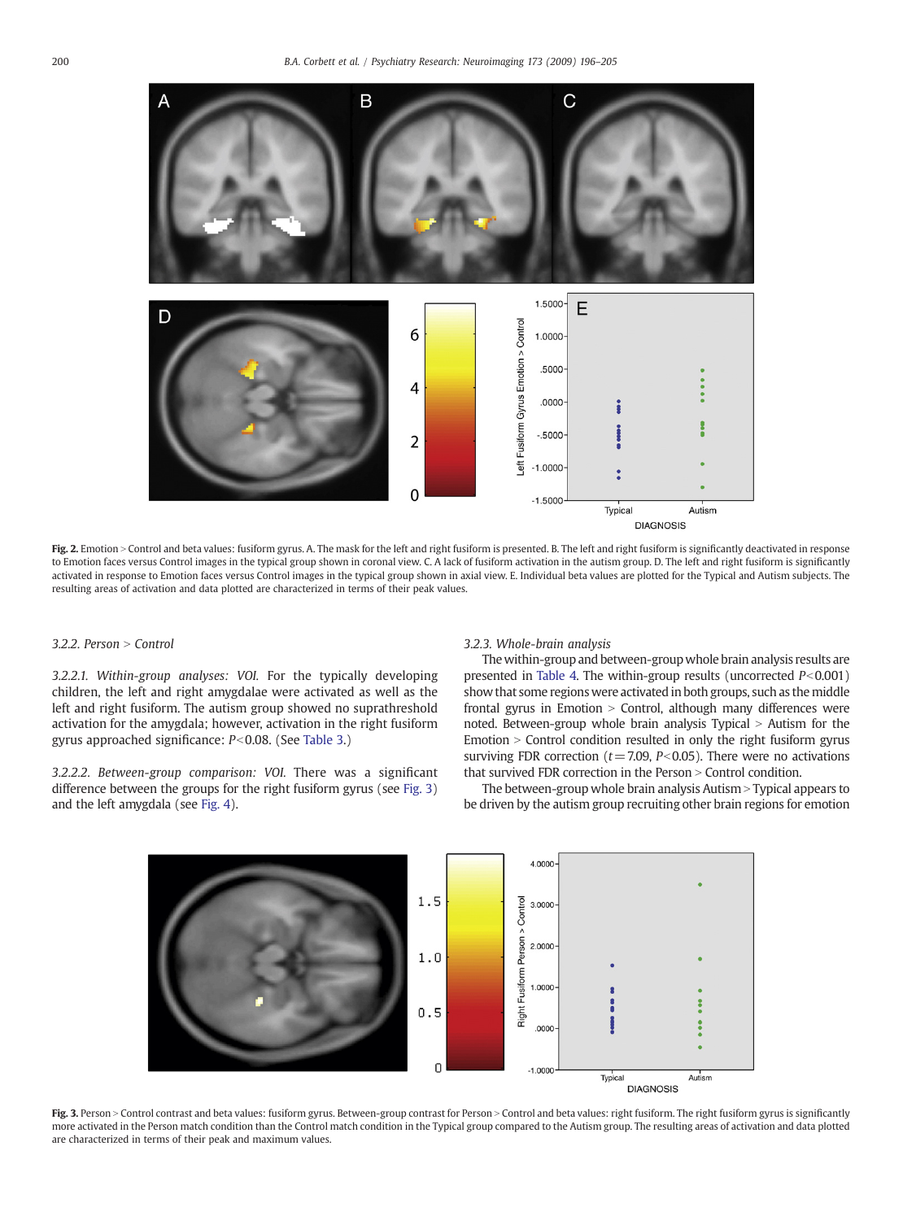**Fig. 2.** Emotion > Control and beta values: fusiform gyrus. A. The mask for the left and right fusiform is presented. B. The left and right fusiform is significantly deactivated in response to Emotion faces versus Control images in the typical group shown in coronal view. C. A lack of fusiform activation in the autism group. D. The left and right fusiform is significantly activated in response to Emotion faces versus Control images in the typical group shown in axial view. E. Individual beta values are plotted for the Typical and Autism subjects. The resulting areas of activation and data plotted are characterized in terms of their peak values.

#### 3.2.2. Person > Control

*3.2.2.1. Within-group analyses: VOI.* For the typically developing children, the left and right amygdalae were activated as well as the left and right fusiform. The autism group showed no suprathreshold activation for the amygdala; however, activation in the right fusiform gyrus approached significance: $P<0.08$. (See Table 3.)

*3.2.2.2. Between-group comparison: VOI.* There was a significant difference between the groups for the right fusiform gyrus (see Fig. 3) and the left amygdala (see Fig. 4).

#### 3.2.3. Whole-brain analysis

The within-group and between-group whole brain analysis results are presented in Table 4. The within-group results (uncorrected $P<0.001$) show that some regions were activated in both groups, such as the middle frontal gyrus in Emotion > Control, although many differences were noted. Between-group whole brain analysis Typical > Autism for the Emotion > Control condition resulted in only the right fusiform gyrus surviving FDR correction ($t=7.09$, $P<0.05$). There were no activations that survived FDR correction in the Person > Control condition.

The between-group whole brain analysis Autism > Typical appears to be driven by the autism group recruiting other brain regions for emotion

**Fig. 3.** Person > Control contrast and beta values: fusiform gyrus. Between-group contrast for Person > Control and beta values: right fusiform. The right fusiform gyrus is significantly more activated in the Person match condition than the Control match condition in the Typical group compared to the Autism group. The resulting areas of activation and data plotted are characterized in terms of their peak and maximum values.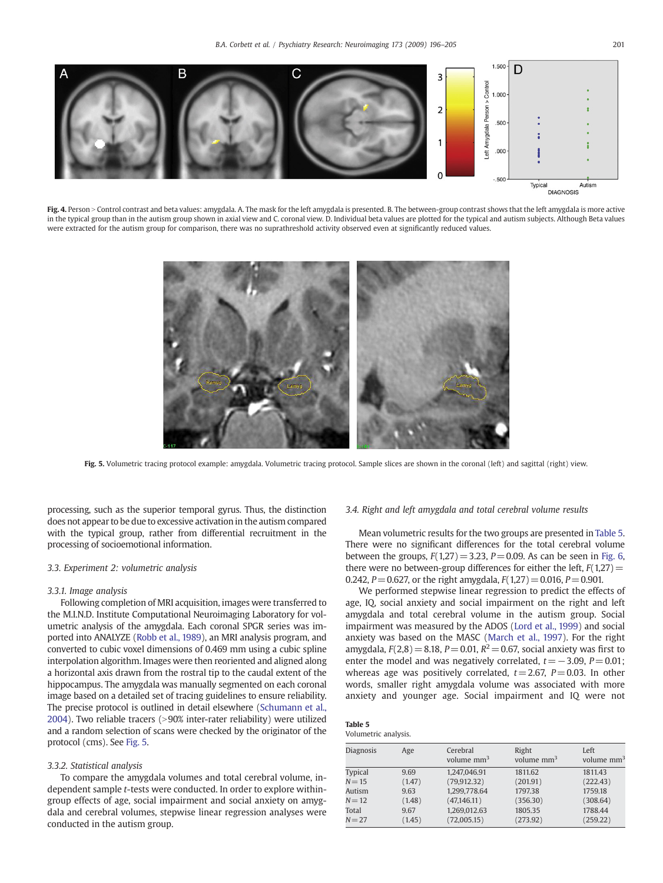**Fig. 4.** Person > Control contrast and beta values: amygdala. A. The mask for the left amygdala is presented. B. The between-group contrast shows that the left amygdala is more active in the typical group than in the autism group shown in axial view and C. coronal view. D. Individual beta values are plotted for the typical and autism subjects. Although Beta values were extracted for the autism group for comparison, there was no suprathreshold activity observed even at significantly reduced values.

**Fig. 5.** Volumetric tracing protocol example: amygdala. Volumetric tracing protocol. Sample slices are shown in the coronal (left) and sagittal (right) view.

processing, such as the superior temporal gyrus. Thus, the distinction does not appear to be due to excessive activation in the autism compared with the typical group, rather from differential recruitment in the processing of socioemotional information.

### 3.3. Experiment 2: volumetric analysis

#### 3.3.1. Image analysis

Following completion of MRI acquisition, images were transferred to the M.I.N.D. Institute Computational Neuroimaging Laboratory for volumetric analysis of the amygdala. Each coronal SPGR series was imported into ANALYZE (Robb et al., 1989), an MRI analysis program, and converted to cubic voxel dimensions of 0.469 mm using a cubic spline interpolation algorithm. Images were then reoriented and aligned along a horizontal axis drawn from the rostral tip to the caudal extent of the hippocampus. The amygdala was manually segmented on each coronal image based on a detailed set of tracing guidelines to ensure reliability. The precise protocol is outlined in detail elsewhere (Schumann et al., 2004). Two reliable tracers (>90% inter-rater reliability) were utilized and a random selection of scans were checked by the originator of the protocol (cms). See Fig. 5.

#### 3.3.2. Statistical analysis

To compare the amygdala volumes and total cerebral volume, independent sample *t*-tests were conducted. In order to explore within-group effects of age, social impairment and social anxiety on amygdala and cerebral volumes, stepwise linear regression analyses were conducted in the autism group.

### 3.4. Right and left amygdala and total cerebral volume results

Mean volumetric results for the two groups are presented in Table 5. There were no significant differences for the total cerebral volume between the groups, $F(1,27) = 3.23$, $P = 0.09$. As can be seen in Fig. 6, there were no between-group differences for either the left, $F(1,27) = 0.242$, $P = 0.627$, or the right amygdala, $F(1,27) = 0.016$, $P = 0.901$.

We performed stepwise linear regression to predict the effects of age, IQ, social anxiety and social impairment on the right and left amygdala and total cerebral volume in the autism group. Social impairment was measured by the ADOS (Lord et al., 1999) and social anxiety was based on the MASC (March et al., 1997). For the right amygdala, $F(2,8) = 8.18$, $P = 0.01$, $R^2 = 0.67$, social anxiety was first to enter the model and was negatively correlated, $t = -3.09$, $P = 0.01$; whereas age was positively correlated, $t = 2.67$, $P = 0.03$. In other words, smaller right amygdala volume was associated with more anxiety and younger age. Social impairment and IQ were not

**Table 5**
Volumetric analysis.

| Diagnosis | Age | Cerebral volume mm$^3$ | Right volume mm$^3$ | Left volume mm$^3$ |
|---|---|---|---|---|
| Typical | 9.69 | 1,247,046.91 | 1811.62 | 1811.43 |
| $N = 15$ | (1.47) | (79,912.32) | (201.91) | (222.43) |
| Autism | 9.63 | 1,299,778.64 | 1797.38 | 1759.18 |
| $N = 12$ | (1.48) | (47,146.11) | (356.30) | (308.64) |
| Total | 9.67 | 1,269,012.63 | 1805.35 | 1788.44 |
| $N = 27$ | (1.45) | (72,005.15) | (273.92) | (259.22) |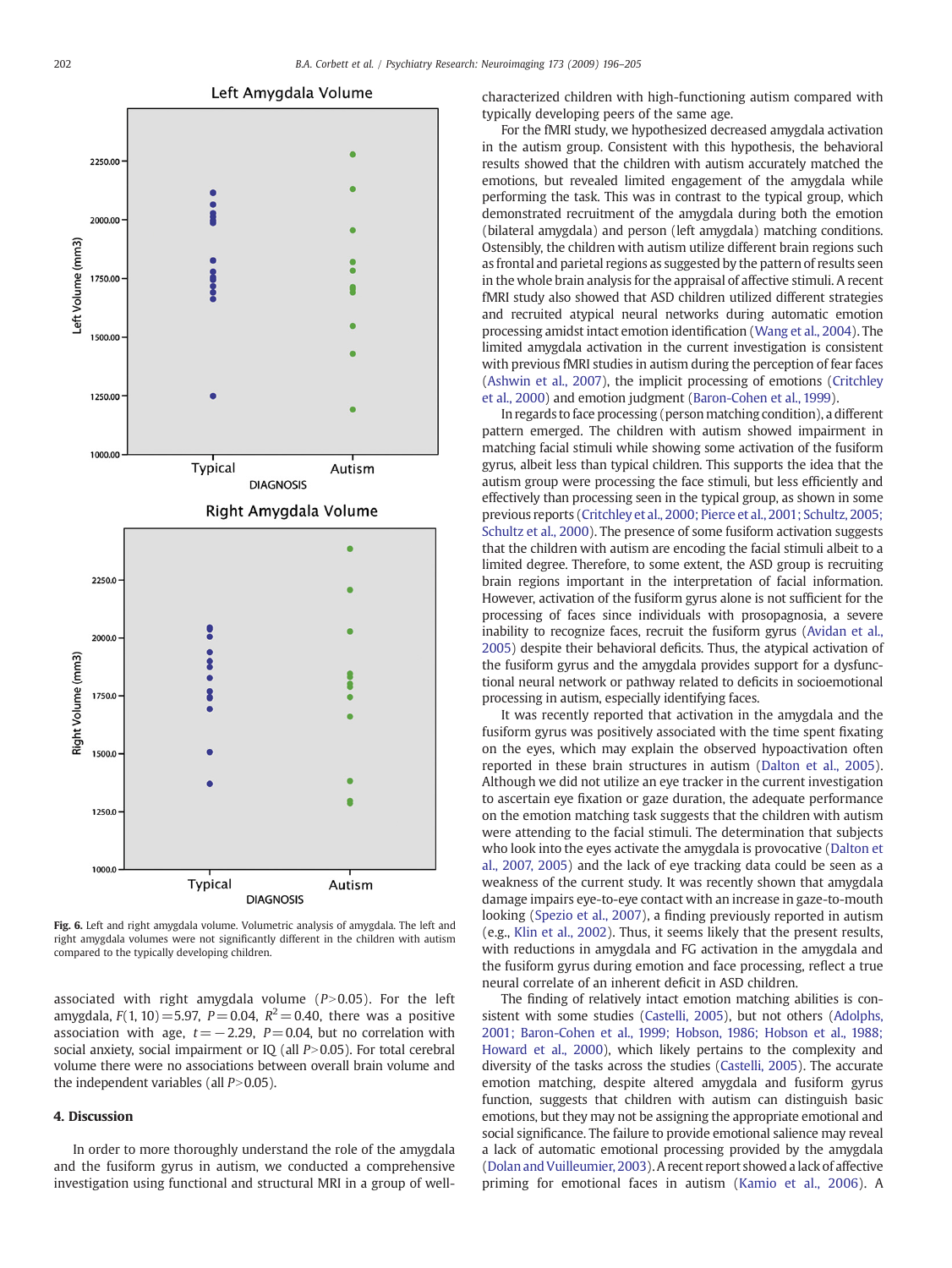Fig. 6. Left and right amygdala volume. Volumetric analysis of amygdala. The left and right amygdala volumes were not significantly different in the children with autism compared to the typically developing children.

associated with right amygdala volume ($P > 0.05$). For the left amygdala, $F(1, 10) = 5.97$, $P = 0.04$, $R^2 = 0.40$, there was a positive association with age, $t = -2.29$, $P = 0.04$, but no correlation with social anxiety, social impairment or IQ (all $P > 0.05$). For total cerebral volume there were no associations between overall brain volume and the independent variables (all $P > 0.05$).

## 4. Discussion

In order to more thoroughly understand the role of the amygdala and the fusiform gyrus in autism, we conducted a comprehensive investigation using functional and structural MRI in a group of well-characterized children with high-functioning autism compared with typically developing peers of the same age.

For the fMRI study, we hypothesized decreased amygdala activation in the autism group. Consistent with this hypothesis, the behavioral results showed that the children with autism accurately matched the emotions, but revealed limited engagement of the amygdala while performing the task. This was in contrast to the typical group, which demonstrated recruitment of the amygdala during both the emotion (bilateral amygdala) and person (left amygdala) matching conditions. Ostensibly, the children with autism utilize different brain regions such as frontal and parietal regions as suggested by the pattern of results seen in the whole brain analysis for the appraisal of affective stimuli. A recent fMRI study also showed that ASD children utilized different strategies and recruited atypical neural networks during automatic emotion processing amidst intact emotion identification (Wang et al., 2004). The limited amygdala activation in the current investigation is consistent with previous fMRI studies in autism during the perception of fear faces (Ashwin et al., 2007), the implicit processing of emotions (Critchley et al., 2000) and emotion judgment (Baron-Cohen et al., 1999).

In regards to face processing (person matching condition), a different pattern emerged. The children with autism showed impairment in matching facial stimuli while showing some activation of the fusiform gyrus, albeit less than typical children. This supports the idea that the autism group were processing the face stimuli, but less efficiently and effectively than processing seen in the typical group, as shown in some previous reports (Critchley et al., 2000; Pierce et al., 2001; Schultz, 2005; Schultz et al., 2000). The presence of some fusiform activation suggests that the children with autism are encoding the facial stimuli albeit to a limited degree. Therefore, to some extent, the ASD group is recruiting brain regions important in the interpretation of facial information. However, activation of the fusiform gyrus alone is not sufficient for the processing of faces since individuals with prosopagnosia, a severe inability to recognize faces, recruit the fusiform gyrus (Avidan et al., 2005) despite their behavioral deficits. Thus, the atypical activation of the fusiform gyrus and the amygdala provides support for a dysfunctional neural network or pathway related to deficits in socioemotional processing in autism, especially identifying faces.

It was recently reported that activation in the amygdala and the fusiform gyrus was positively associated with the time spent fixating on the eyes, which may explain the observed hypoactivation often reported in these brain structures in autism (Dalton et al., 2005). Although we did not utilize an eye tracker in the current investigation to ascertain eye fixation or gaze duration, the adequate performance on the emotion matching task suggests that the children with autism were attending to the facial stimuli. The determination that subjects who look into the eyes activate the amygdala is provocative (Dalton et al., 2007, 2005) and the lack of eye tracking data could be seen as a weakness of the current study. It was recently shown that amygdala damage impairs eye-to-eye contact with an increase in gaze-to-mouth looking (Spezio et al., 2007), a finding previously reported in autism (e.g., Klin et al., 2002). Thus, it seems likely that the present results, with reductions in amygdala and FG activation in the amygdala and the fusiform gyrus during emotion and face processing, reflect a true neural correlate of an inherent deficit in ASD children.

The finding of relatively intact emotion matching abilities is consistent with some studies (Castelli, 2005), but not others (Adolphs, 2001; Baron-Cohen et al., 1999; Hobson, 1986; Hobson et al., 1988; Howard et al., 2000), which likely pertains to the complexity and diversity of the tasks across the studies (Castelli, 2005). The accurate emotion matching, despite altered amygdala and fusiform gyrus function, suggests that children with autism can distinguish basic emotions, but they may not be assigning the appropriate emotional and social significance. The failure to provide emotional salience may reveal a lack of automatic emotional processing provided by the amygdala (Dolan and Vuilleumier, 2003). A recent report showed a lack of affective priming for emotional faces in autism (Kamio et al., 2006). A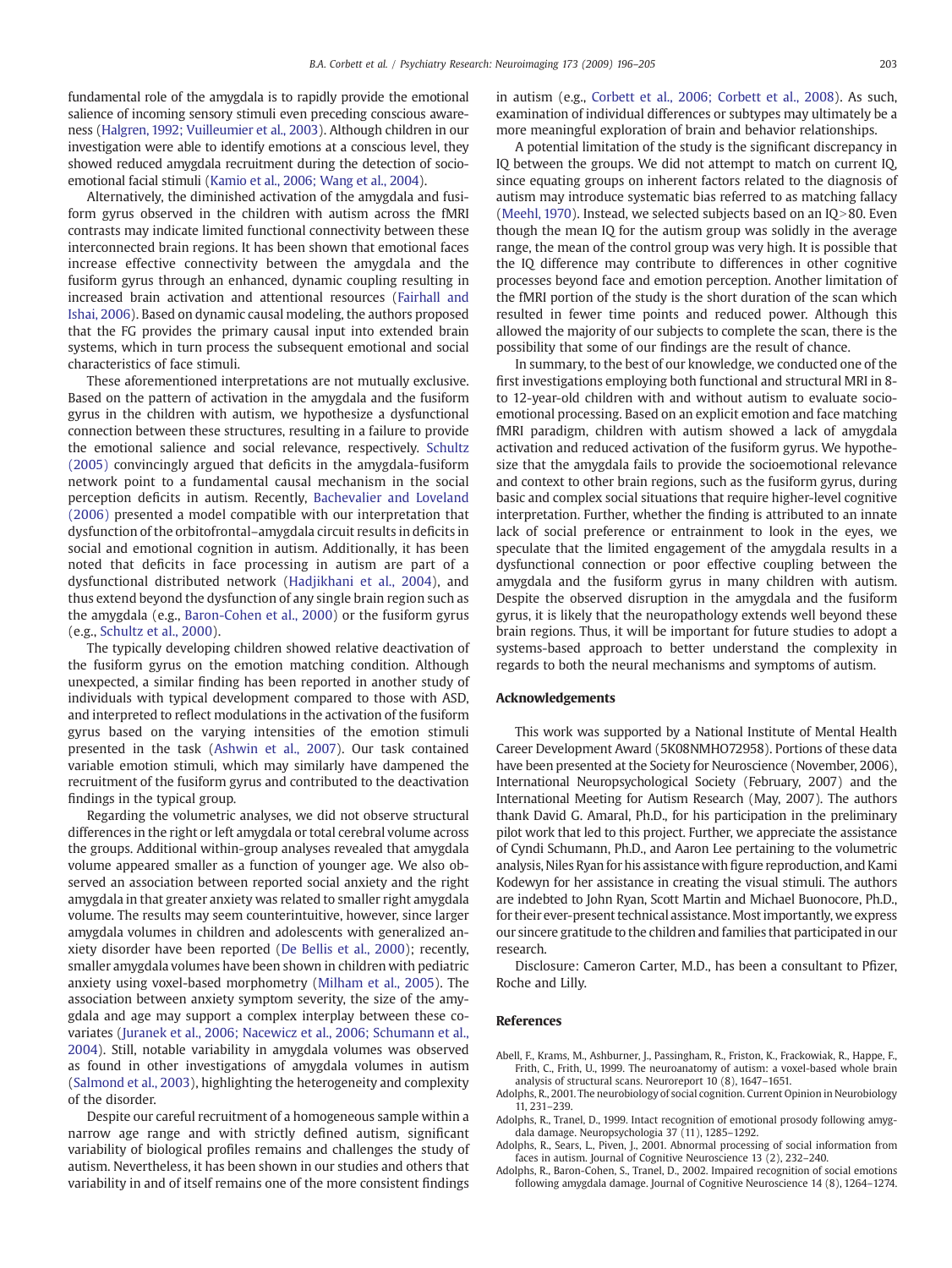fundamental role of the amygdala is to rapidly provide the emotional salience of incoming sensory stimuli even preceding conscious awareness (Halgren, 1992; Vuilleumier et al., 2003). Although children in our investigation were able to identify emotions at a conscious level, they showed reduced amygdala recruitment during the detection of socio-emotional facial stimuli (Kamio et al., 2006; Wang et al., 2004).

Alternatively, the diminished activation of the amygdala and fusiform gyrus observed in the children with autism across the fMRI contrasts may indicate limited functional connectivity between these interconnected brain regions. It has been shown that emotional faces increase effective connectivity between the amygdala and the fusiform gyrus through an enhanced, dynamic coupling resulting in increased brain activation and attentional resources (Fairhall and Ishai, 2006). Based on dynamic causal modeling, the authors proposed that the FG provides the primary causal input into extended brain systems, which in turn process the subsequent emotional and social characteristics of face stimuli.

These aforementioned interpretations are not mutually exclusive. Based on the pattern of activation in the amygdala and the fusiform gyrus in the children with autism, we hypothesize a dysfunctional connection between these structures, resulting in a failure to provide the emotional salience and social relevance, respectively. Schultz (2005) convincingly argued that deficits in the amygdala-fusiform network point to a fundamental causal mechanism in the social perception deficits in autism. Recently, Bachevalier and Loveland (2006) presented a model compatible with our interpretation that dysfunction of the orbitofrontal–amygdala circuit results in deficits in social and emotional cognition in autism. Additionally, it has been noted that deficits in face processing in autism are part of a dysfunctional distributed network (Hadjikhani et al., 2004), and thus extend beyond the dysfunction of any single brain region such as the amygdala (e.g., Baron-Cohen et al., 2000) or the fusiform gyrus (e.g., Schultz et al., 2000).

The typically developing children showed relative deactivation of the fusiform gyrus on the emotion matching condition. Although unexpected, a similar finding has been reported in another study of individuals with typical development compared to those with ASD, and interpreted to reflect modulations in the activation of the fusiform gyrus based on the varying intensities of the emotion stimuli presented in the task (Ashwin et al., 2007). Our task contained variable emotion stimuli, which may similarly have dampened the recruitment of the fusiform gyrus and contributed to the deactivation findings in the typical group.

Regarding the volumetric analyses, we did not observe structural differences in the right or left amygdala or total cerebral volume across the groups. Additional within-group analyses revealed that amygdala volume appeared smaller as a function of younger age. We also observed an association between reported social anxiety and the right amygdala in that greater anxiety was related to smaller right amygdala volume. The results may seem counterintuitive, however, since larger amygdala volumes in children and adolescents with generalized anxiety disorder have been reported (De Bellis et al., 2000); recently, smaller amygdala volumes have been shown in children with pediatric anxiety using voxel-based morphometry (Milham et al., 2005). The association between anxiety symptom severity, the size of the amygdala and age may support a complex interplay between these covariates (Juranek et al., 2006; Nacewicz et al., 2006; Schumann et al., 2004). Still, notable variability in amygdala volumes was observed as found in other investigations of amygdala volumes in autism (Salmond et al., 2003), highlighting the heterogeneity and complexity of the disorder.

Despite our careful recruitment of a homogeneous sample within a narrow age range and with strictly defined autism, significant variability of biological profiles remains and challenges the study of autism. Nevertheless, it has been shown in our studies and others that variability in and of itself remains one of the more consistent findings in autism (e.g., Corbett et al., 2006; Corbett et al., 2008). As such, examination of individual differences or subtypes may ultimately be a more meaningful exploration of brain and behavior relationships.

A potential limitation of the study is the significant discrepancy in IQ between the groups. We did not attempt to match on current IQ, since equating groups on inherent factors related to the diagnosis of autism may introduce systematic bias referred to as matching fallacy (Meehl, 1970). Instead, we selected subjects based on an IQ>80. Even though the mean IQ for the autism group was solidly in the average range, the mean of the control group was very high. It is possible that the IQ difference may contribute to differences in other cognitive processes beyond face and emotion perception. Another limitation of the fMRI portion of the study is the short duration of the scan which resulted in fewer time points and reduced power. Although this allowed the majority of our subjects to complete the scan, there is the possibility that some of our findings are the result of chance.

In summary, to the best of our knowledge, we conducted one of the first investigations employing both functional and structural MRI in 8- to 12-year-old children with and without autism to evaluate socio-emotional processing. Based on an explicit emotion and face matching fMRI paradigm, children with autism showed a lack of amygdala activation and reduced activation of the fusiform gyrus. We hypothesize that the amygdala fails to provide the socioemotional relevance and context to other brain regions, such as the fusiform gyrus, during basic and complex social situations that require higher-level cognitive interpretation. Further, whether the finding is attributed to an innate lack of social preference or entrainment to look in the eyes, we speculate that the limited engagement of the amygdala results in a dysfunctional connection or poor effective coupling between the amygdala and the fusiform gyrus in many children with autism. Despite the observed disruption in the amygdala and the fusiform gyrus, it is likely that the neuropathology extends well beyond these brain regions. Thus, it will be important for future studies to adopt a systems-based approach to better understand the complexity in regards to both the neural mechanisms and symptoms of autism.

## Acknowledgements

This work was supported by a National Institute of Mental Health Career Development Award (5K08NMHO72958). Portions of these data have been presented at the Society for Neuroscience (November, 2006), International Neuropsychological Society (February, 2007) and the International Meeting for Autism Research (May, 2007). The authors thank David G. Amaral, Ph.D., for his participation in the preliminary pilot work that led to this project. Further, we appreciate the assistance of Cyndi Schumann, Ph.D., and Aaron Lee pertaining to the volumetric analysis, Niles Ryan for his assistance with figure reproduction, and Kami Kodewyn for her assistance in creating the visual stimuli. The authors are indebted to John Ryan, Scott Martin and Michael Buonocore, Ph.D., for their ever-present technical assistance. Most importantly, we express our sincere gratitude to the children and families that participated in our research.

Disclosure: Cameron Carter, M.D., has been a consultant to Pfizer, Roche and Lilly.

## References

Abell, F., Krams, M., Ashburner, J., Passingham, R., Friston, K., Frackowiak, R., Happe, F., Frith, C., Frith, U., 1999. The neuroanatomy of autism: a voxel-based whole brain analysis of structural scans. Neuroreport 10 (8), 1647–1651.

Adolphs, R., 2001. The neurobiology of social cognition. Current Opinion in Neurobiology 11, 231–239.

Adolphs, R., Tranel, D., 1999. Intact recognition of emotional prosody following amygdala damage. Neuropsychologia 37 (11), 1285–1292.

Adolphs, R., Sears, L., Piven, J., 2001. Abnormal processing of social information from faces in autism. Journal of Cognitive Neuroscience 13 (2), 232–240.

Adolphs, R., Baron-Cohen, S., Tranel, D., 2002. Impaired recognition of social emotions following amygdala damage. Journal of Cognitive Neuroscience 14 (8), 1264–1274.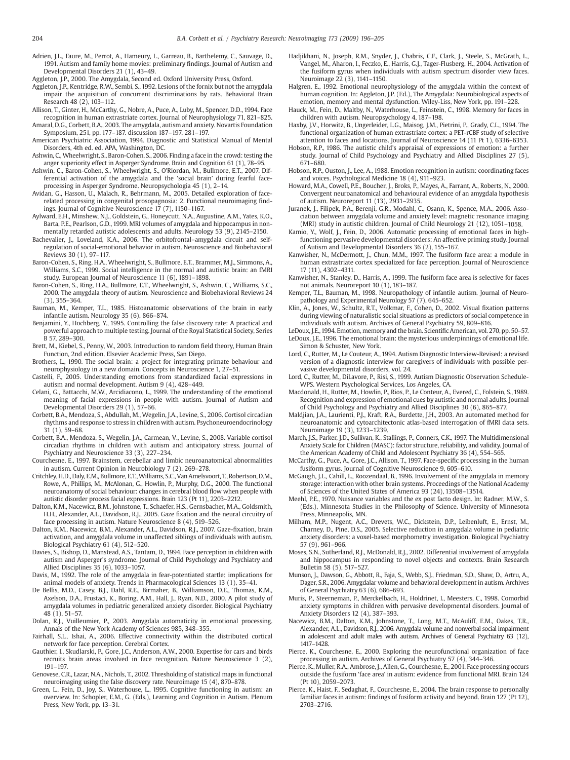Adrien, J.L., Faure, M., Perrot, A., Hameury, L., Garreau, B., Barthelemy, C., Sauvage, D., 1991. Autism and family home movies: preliminary findings. Journal of Autism and Developmental Disorders 21 (1), 43–49.

Aggleton, J.P., 2000. The Amygdala, Second ed. Oxford University Press, Oxford.

Aggleton, J.P., Kentridge, R.W., Sembi, S., 1992. Lesions of the fornix but not the amygdala impair the acquisition of concurrent discriminations by rats. Behavioral Brain Research 48 (2), 103–112.

Allison, T., Ginter, H., McCarthy, G., Nobre, A., Puce, A., Luby, M., Spencer, D.D., 1994. Face recognition in human extrastriate cortex. Journal of Neurophysiology 71, 821–825.

Amaral, D.G., Corbett, B.A., 2003. The amygdala, autism and anxiety. Novartis Foundation Symposium, 251, pp. 177–187. discussion 187–197, 281–197.

American Psychiatric Association, 1994. Diagnostic and Statistical Manual of Mental Disorders, 4th ed. ed. APA, Washington, DC.

Ashwin, C., Wheelwright, S., Baron-Cohen, S., 2006. Finding a face in the crowd: testing the anger superiority effect in Asperger Syndrome. Brain and Cognition 61 (1), 78–95.

Ashwin, C., Baron-Cohen, S., Wheelwright, S., O'Riordan, M., Bullmore, E.T., 2007. Differential activation of the amygdala and the 'social brain' during fearful face-processing in Asperger Syndrome. Neuropsychologia 45 (1), 2–14.

Avidan, G., Hasson, U., Malach, R., Behrmann, M., 2005. Detailed exploration of face-related processing in congenital prosopagnosia: 2. Functional neuroimaging findings. Journal of Cognitive Neuroscience 17 (7), 1150–1167.

Aylward, E.H., Minshew, N.J., Goldstein, G., Honeycutt, N.A., Augustine, A.M., Yates, K.O., Barta, P.E., Pearlson, G.D., 1999. MRI volumes of amygdala and hippocampus in non-mentally retarded autistic adolescents and adults. Neurology 53 (9), 2145–2150.

Bachevalier, J., Loveland, K.A., 2006. The orbitofrontal–amygdala circuit and self-regulation of social-emotional behavior in autism. Neuroscience and Biobehavioral Reviews 30 (1), 97–117.

Baron-Cohen, S., Ring, H.A., Wheelwright, S., Bullmore, E.T., Brammer, M.J., Simmons, A., Williams, S.C., 1999. Social intelligence in the normal and autistic brain: an fMRI study. European Journal of Neuroscience 11 (6), 1891–1898.

Baron-Cohen, S., Ring, H.A., Bullmore, E.T., Wheelwright, S., Ashwin, C., Williams, S.C., 2000. The amygdala theory of autism. Neuroscience and Biobehavioral Reviews 24 (3), 355–364.

Bauman, M., Kemper, T.L., 1985. Histoanatomic observations of the brain in early infantile autism. Neurology 35 (6), 866–874.

Benjamini, Y., Hochberg, Y., 1995. Controlling the false discovery rate: A practical and powerful approach to multiple testing. Journal of the Royal Statistical Society, Series B 57, 289–300.

Brett, M., Kiebel, S., Penny, W., 2003. Introduction to random field theory, Human Brain Function, 2nd edition. Elsevier Academic Press, San Diego.

Brothers, L., 1990. The social brain: a project for integrating primate behaviour and neurophysiology in a new domain. Concepts in Neuroscience 1, 27–51.

Castelli, F., 2005. Understanding emotions from standardized facial expressions in autism and normal development. Autism 9 (4), 428–449.

Celani, G., Battacchi, M.W., Arcidiacono, L., 1999. The understanding of the emotional meaning of facial expressions in people with autism. Journal of Autism and Developmental Disorders 29 (1), 57–66.

Corbett, B.A., Mendoza, S., Abdullah, M., Wegelin, J.A., Levine, S., 2006. Cortisol circadian rhythms and response to stress in children with autism. Psychoneuroendocrinology 31 (1), 59–68.

Corbett, B.A., Mendoza, S., Wegelin, J.A., Carmean, V., Levine, S., 2008. Variable cortisol circadian rhythms in children with autism and anticipatory stress. Journal of Psychiatry and Neuroscience 33 (3), 227–234.

Courchesne, E., 1997. Brainstem, cerebellar and limbic neuroanatomical abnormalities in autism. Current Opinion in Neurobiology 7 (2), 269–278.

Critchley, H.D., Daly, E.M., Bullmore, E.T., Williams, S.C., Van Amelsvoort, T., Robertson, D.M., Rowe, A., Phillips, M., McAlonan, G., Howlin, P., Murphy, D.G., 2000. The functional neuroanatomy of social behaviour: changes in cerebral blood flow when people with autistic disorder process facial expressions. Brain 123 (Pt 11), 2203–2212.

Dalton, K.M., Nacewicz, B.M., Johnstone, T., Schaefer, H.S., Gernsbacher, M.A., Goldsmith, H.H., Alexander, A.L., Davidson, R.J., 2005. Gaze fixation and the neural circuitry of face processing in autism. Nature Neuroscience 8 (4), 519–526.

Dalton, K.M., Nacewicz, B.M., Alexander, A.L., Davidson, R.J., 2007. Gaze-fixation, brain activation, and amygdala volume in unaffected siblings of individuals with autism. Biological Psychiatry 61 (4), 512–520.

Davies, S., Bishop, D., Manstead, A.S., Tantam, D., 1994. Face perception in children with autism and Asperger's syndrome. Journal of Child Psychology and Psychiatry and Allied Disciplines 35 (6), 1033–1057.

Davis, M., 1992. The role of the amygdala in fear-potentiated startle: implications for animal models of anxiety. Trends in Pharmacological Sciences 13 (1), 35–41.

De Bellis, M.D., Casey, B.J., Dahl, R.E., Birmaher, B., Williamson, D.E., Thomas, K.M., Axelson, D.A., Frustaci, K., Boring, A.M., Hall, J., Ryan, N.D., 2000. A pilot study of amygdala volumes in pediatric generalized anxiety disorder. Biological Psychiatry 48 (1), 51–57.

Dolan, R.J., Vuilleumier, P., 2003. Amygdala automaticity in emotional processing. Annals of the New York Academy of Sciences 985, 348–355.

Fairhall, S.L., Ishai, A., 2006. Effective connectivity within the distributed cortical network for face perception. Cerebral Cortex.

Gauthier, I., Skudlarski, P., Gore, J.C., Anderson, A.W., 2000. Expertise for cars and birds recruits brain areas involved in face recognition. Nature Neuroscience 3 (2), 191–197.

Genovese, C.R., Lazar, N.A., Nichols, T., 2002. Thresholding of statistical maps in functional neuroimaging using the false discovery rate. Neuroimage 15 (4), 870–878.

Green, L., Fein, D., Joy, S., Waterhouse, L., 1995. Cognitive functioning in autism: an overview. In: Schopler, E.M., G. (Eds.), Learning and Cognition in Autism. Plenum Press, New York, pp. 13–31.

Hadjikhani, N., Joseph, R.M., Snyder, J., Chabris, C.F., Clark, J., Steele, S., McGrath, L., Vangel, M., Aharon, I., Feczko, E., Harris, G.J., Tager-Flusberg, H., 2004. Activation of the fusiform gyrus when individuals with autism spectrum disorder view faces. Neuroimage 22 (3), 1141–1150.

Halgren, E., 1992. Emotional neurophysiology of the amygdala within the context of human cognition. In: Aggleton, J.P. (Ed.), The Amygdala: Neurobiological aspects of emotion, memory and mental dysfunction. Wiley-Liss, New York, pp. 191–228.

Hauck, M., Fein, D., Maltby, N., Waterhouse, L., Feinstein, C., 1998. Memory for faces in children with autism. Neuropsychology 4, 187–198.

Haxby, J.V., Horwitz, B., Ungerleider, L.G., Maisog, J.M., Pietrini, P., Grady, C.L., 1994. The functional organization of human extrastriate cortex: a PET-rCBF study of selective attention to faces and locations. Journal of Neuroscience 14 (11 Pt 1), 6336–6353.

Hobson, R.P., 1986. The autistic child's appraisal of expressions of emotion: a further study. Journal of Child Psychology and Psychiatry and Allied Disciplines 27 (5), 671–680.

Hobson, R.P., Ouston, J., Lee, A., 1988. Emotion recognition in autism: coordinating faces and voices. Psychological Medicine 18 (4), 911–923.

Howard, M.A., Cowell, P.E., Boucher, J., Broks, P., Mayes, A., Farrant, A., Roberts, N., 2000. Convergent neuroanatomical and behavioural evidence of an amygdala hypothesis of autism. Neuroreport 11 (13), 2931–2935.

Juranek, J., Filipek, P.A., Berenji, G.R., Modahl, C., Osann, K., Spence, M.A., 2006. Association between amygdala volume and anxiety level: magnetic resonance imaging (MRI) study in autistic children. Journal of Child Neurology 21 (12), 1051–1058.

Kamio, Y., Wolf, J., Fein, D., 2006. Automatic processing of emotional faces in high-functioning pervasive developmental disorders: An affective priming study. Journal of Autism and Developmental Disorders 36 (2), 155–167.

Kanwisher, N., McDermott, J., Chun, M.M., 1997. The fusiform face area: a module in human extrastriate cortex specialized for face perception. Journal of Neuroscience 17 (11), 4302–4311.

Kanwisher, N., Stanley, D., Harris, A., 1999. The fusiform face area is selective for faces not animals. Neuroreport 10 (1), 183–187.

Kemper, T.L., Bauman, M., 1998. Neuropathology of infantile autism. Journal of Neuropathology and Experimental Neurology 57 (7), 645–652.

Klin, A., Jones, W., Schultz, R.T., Volkmar, F., Cohen, D., 2002. Visual fixation patterns during viewing of naturalistic social situations as predictors of social competence in individuals with autism. Archives of General Psychiatry 59, 809–816.

LeDoux, J.E., 1994. Emotion, memory and the brain. Scientific American, vol. 270, pp. 50–57.

LeDoux, J.E., 1996. The emotional brain: the mysterious underpinnings of emotional life. Simon & Schuster, New York.

Lord, C., Rutter, M., Le Couteur, A., 1994. Autism Diagnostic Interview-Revised: a revised version of a diagnostic interview for caregivers of individuals with possible pervasive developmental disorders, vol. 24.

Lord, C., Rutter, M., DiLavore, P., Risi, S., 1999. Autism Diagnostic Observation Schedule-WPS. Western Psychological Services, Los Angeles, CA.

Macdonald, H., Rutter, M., Howlin, P., Rios, P., Le Conteur, A., Evered, C., Folstein, S., 1989. Recognition and expression of emotional cues by autistic and normal adults. Journal of Child Psychology and Psychiatry and Allied Disciplines 30 (6), 865–877.

Maldjian, J.A., Laurienti, P.J., Kraft, R.A., Burdette, J.H., 2003. An automated method for neuroanatomic and cytoarchitectonic atlas-based interrogation of fMRI data sets. Neuroimage 19 (3), 1233–1239.

March, J.S., Parker, J.D., Sullivan, K., Stallings, P., Conners, C.K., 1997. The Multidimensional Anxiety Scale for Children (MASC): factor structure, reliability, and validity. Journal of the American Academy of Child and Adolescent Psychiatry 36 (4), 554–565.

McCarthy, G., Puce, A., Gore, J.C., Allison, T., 1997. Face-specific processing in the human fusiform gyrus. Journal of Cognitive Neuroscience 9, 605–610.

McGaugh, J.L., Cahill, L., Roozendaal, B., 1996. Involvement of the amygdala in memory storage: interaction with other brain systems. Proceedings of the National Academy of Sciences of the United States of America 93 (24), 13508–13514.

Meehl, P.E., 1970. Nuisance variables and the ex post facto design. In: Radner, M.W., S. (Eds.), Minnesota Studies in the Philosophy of Science. University of Minnesota Press, Minneapolis, MN.

Milham, M.P., Nugent, A.C., Drevets, W.C., Dickstein, D.P., Leibenluft, E., Ernst, M., Charney, D., Pine, D.S., 2005. Selective reduction in amygdala volume in pediatric anxiety disorders: a voxel-based morphometry investigation. Biological Psychiatry 57 (9), 961–966.

Moses, S.N., Sutherland, R.J., McDonald, R.J., 2002. Differential involvement of amygdala and hippocampus in responding to novel objects and contexts. Brain Research Bulletin 58 (5), 517–527.

Munson, J., Dawson, G., Abbott, R., Faja, S., Webb, S.J., Friedman, S.D., Shaw, D., Artru, A., Dager, S.R., 2006. Amygdalar volume and behavioral development in autism. Archives of General Psychiatry 63 (6), 686–693.

Muris, P., Steerneman, P., Merckelbach, H., Holdrinet, I., Meesters, C., 1998. Comorbid anxiety symptoms in children with pervasive developmental disorders. Journal of Anxiety Disorders 12 (4), 387–393.

Nacewicz, B.M., Dalton, K.M., Johnstone, T., Long, M.T., McAuliff, E.M., Oakes, T.R., Alexander, A.L., Davidson, R.J., 2006. Amygdala volume and nonverbal social impairment in adolescent and adult males with autism. Archives of General Psychiatry 63 (12), 1417–1428.

Pierce, K., Courchesne, E., 2000. Exploring the neurofunctional organization of face processing in autism. Archives of General Psychiatry 57 (4), 344–346.

Pierce, K., Muller, R.A., Ambrose, J., Allen, G., Courchesne, E., 2001. Face processing occurs outside the fusiform 'face area' in autism: evidence from functional MRI. Brain 124 (Pt 10), 2059–2073.

Pierce, K., Haist, F., Sedaghat, F., Courchesne, E., 2004. The brain response to personally familiar faces in autism: findings of fusiform activity and beyond. Brain 127 (Pt 12), 2703–2716.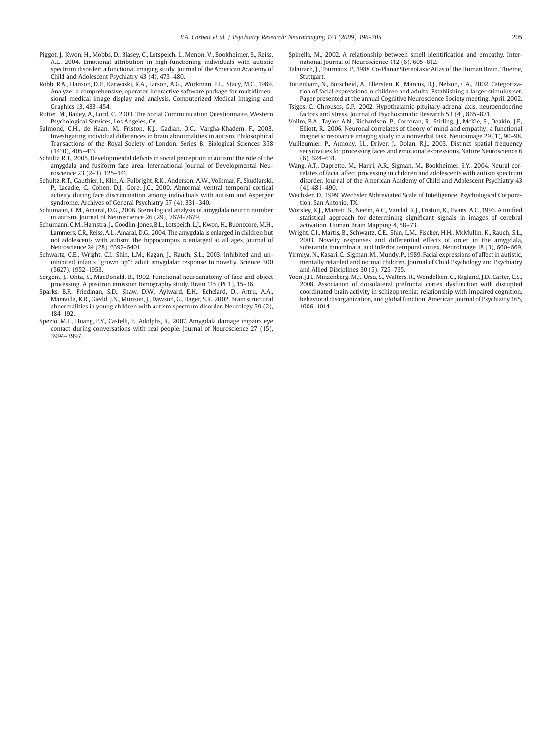Piggot, J., Kwon, H., Mobbs, D., Blasey, C., Lotspeich, L., Menon, V., Bookheimer, S., Reiss, A.L., 2004. Emotional attribution in high-functioning individuals with autistic spectrum disorder: a functional imaging study. Journal of the American Academy of Child and Adolescent Psychiatry 43 (4), 473–480.

Robb, R.A., Hanson, D.P., Karwoski, R.A., Larson, A.G., Workman, E.L., Stacy, M.C., 1989. Analyze: a comprehensive, operator-interactive software package for multidimensional medical image display and analysis. Computerized Medical Imaging and Graphics 13, 433–454.

Rutter, M., Bailey, A., Lord, C., 2003. The Social Communication Questionnaire. Western Psychological Services, Los Angeles, CA.

Salmond, C.H., de Haan, M., Friston, K.J., Gadian, D.G., Vargha-Khadem, F., 2003. Investigating individual differences in brain abnormalities in autism. Philosophical Transactions of the Royal Society of London. Series B: Biological Sciences 358 (1430), 405–413.

Schultz, R.T., 2005. Developmental deficits in social perception in autism: the role of the amygdala and fusiform face area. International Journal of Developmental Neuroscience 23 (2–3), 125–141.

Schultz, R.T., Gauthier, I., Klin, A., Fulbright, R.K., Anderson, A.W., Volkmar, F., Skudlarski, P., Lacadie, C., Cohen, D.J., Gore, J.C., 2000. Abnormal ventral temporal cortical activity during face discrimination among individuals with autism and Asperger syndrome. Archives of General Psychiatry 57 (4), 331–340.

Schumann, C.M., Amaral, D.G., 2006. Stereological analysis of amygdala neuron number in autism. Journal of Neuroscience 26 (29), 7674–7679.

Schumann, C.M., Hamstra, J., Goodlin-Jones, B.L., Lotspeich, L.J., Kwon, H., Buonocore, M.H., Lammers, C.R., Reiss, A.L., Amaral, D.G., 2004. The amygdala is enlarged in children but not adolescents with autism; the hippocampus is enlarged at all ages. Journal of Neuroscience 24 (28), 6392–6401.

Schwartz, C.E., Wright, C.I., Shin, L.M., Kagan, J., Rauch, S.L., 2003. Inhibited and uninhibited infants "grown up": adult amygdalar response to novelty. Science 300 (5627), 1952–1953.

Sergent, J., Ohta, S., MacDonald, B., 1992. Functional neuroanatomy of face and object processing. A positron emission tomography study. Brain 115 (Pt 1), 15–36.

Sparks, B.F., Friedman, S.D., Shaw, D.W., Aylward, E.H., Echelard, D., Artru, A.A., Maravilla, K.R., Giedd, J.N., Munson, J., Dawson, G., Dager, S.R., 2002. Brain structural abnormalities in young children with autism spectrum disorder. Neurology 59 (2), 184–192.

Spezio, M.L., Huang, P.Y., Castelli, F., Adolphs, R., 2007. Amygdala damage impairs eye contact during conversations with real people. Journal of Neuroscience 27 (15), 3994–3997.

Spinella, M., 2002. A relationship between smell identification and empathy. International Journal of Neuroscience 112 (6), 605–612.

Talairach, J., Tournoux, P., 1988. Co-Planar Stereotaxic Atlas of the Human Brain. Thieme, Stuttgart.

Tottenham, N., Borscheid, A., Ellersten, K., Marcus, D.J., Nelson, C.A., 2002. Categorization of facial expressions in children and adults: Establishing a larger stimulus set. Paper presented at the annual Cognitive Neuroscience Society meeting, April, 2002.

Tsigos, C., Chrousos, G.P., 2002. Hypothalamic-pituitary-adrenal axis, neuroendocrine factors and stress. Journal of Psychosomatic Research 53 (4), 865–871.

Vollm, B.A., Taylor, A.N., Richardson, P., Corcoran, R., Stirling, J., McKie, S., Deakin, J.F., Elliott, R., 2006. Neuronal correlates of theory of mind and empathy: a functional magnetic resonance imaging study in a nonverbal task. Neuroimage 29 (1), 90–98.

Vuilleumier, P., Armony, J.L., Driver, J., Dolan, R.J., 2003. Distinct spatial frequency sensitivities for processing faces and emotional expressions. Nature Neuroscience 6 (6), 624–631.

Wang, A.T., Dapretto, M., Hariri, A.R., Sigman, M., Bookheimer, S.Y., 2004. Neural correlates of facial affect processing in children and adolescents with autism spectrum disorder. Journal of the American Academy of Child and Adolescent Psychiatry 43 (4), 481–490.

Wechsler, D., 1999. Wechsler Abbreviated Scale of Intelligence. Psychological Corporation, San Antonio, TX.

Worsley, K.J., Marrett, S., Neelin, A.C., Vandal, K.J., Friston, K., Evans, A.C., 1996. A unified statistical approach for determining significant signals in images of cerebral activation. Human Brain Mapping 4, 58–73.

Wright, C.I., Martis, B., Schwartz, C.E., Shin, L.M., Fischer, H.H., McMullin, K., Rauch, S.L., 2003. Novelty responses and differential effects of order in the amygdala, substantia innominata, and inferior temporal cortex. Neuroimage 18 (3), 660–669.

Yirmiya, N., Kasari, C., Sigman, M., Mundy, P., 1989. Facial expressions of affect in autistic, mentally retarded and normal children. Journal of Child Psychology and Psychiatry and Allied Disciplines 30 (5), 725–735.

Yoon, J.H., Minzenberg, M.J., Ursu, S., Walters, R., Wendelken, C., Ragland, J.D., Carter, C.S., 2008. Association of dorsolateral prefrontal cortex dysfunction with disrupted coordinated brain activity in schizophrenia: relationship with impaired cognition, behavioral disorganization, and global function. American Journal of Psychiatry 165, 1006–1014.